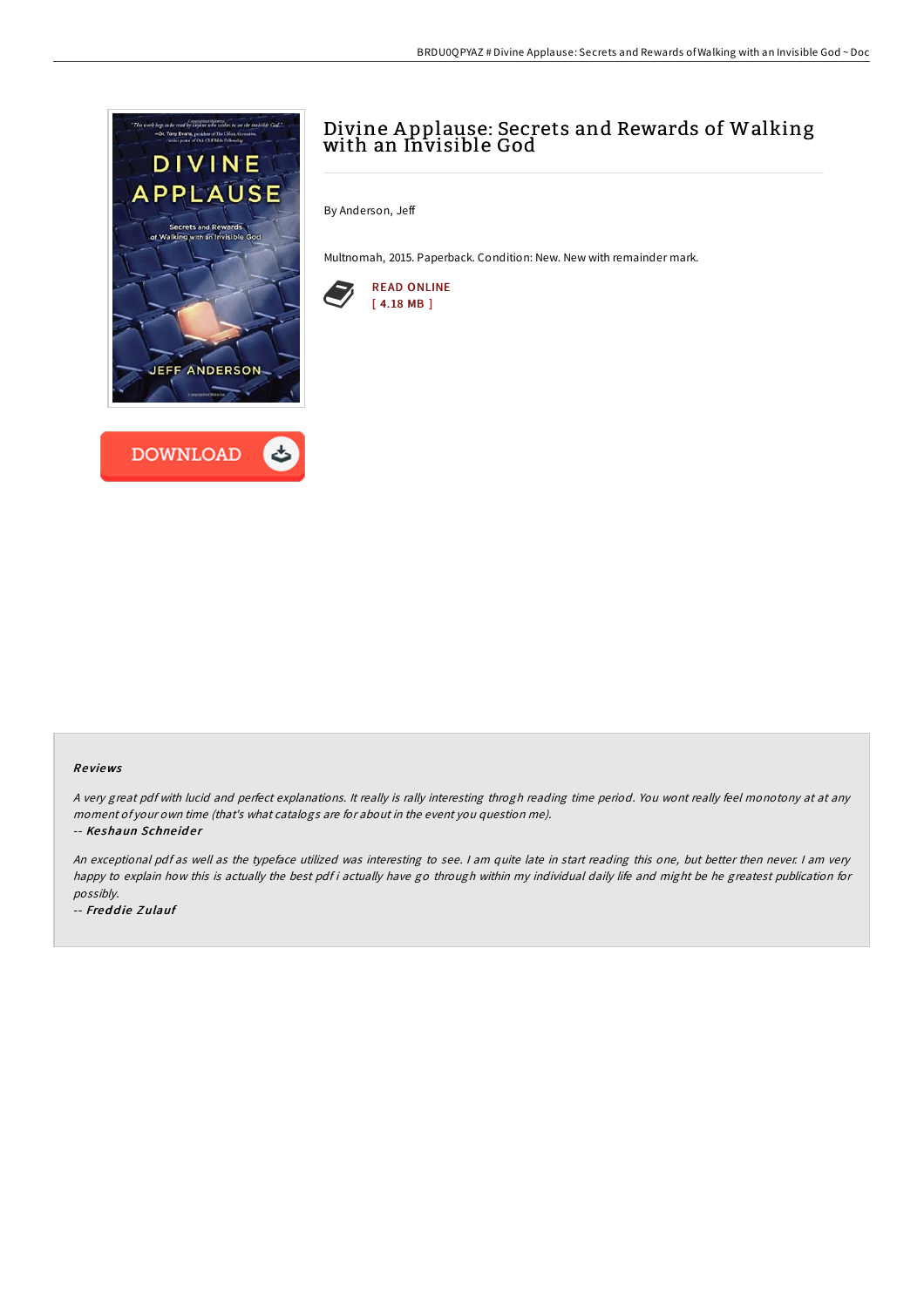# Divine Applause: Secrets and Rewards of Walking with an Invisible God

By Anderson, Jeff

Multnomah, 2015. Paperback. Condition: New. New with remainder mark.

READ ONLINE
[ 4.18 MB ]

DOWNLOAD

### Reviews

*A very great pdf with lucid and perfect explanations. It really is rally interesting throgh reading time period. You wont really feel monotony at at any moment of your own time (that's what catalogs are for about in the event you question me).*

-- ***Keshaun Schneider***

*An exceptional pdf as well as the typeface utilized was interesting to see. I am quite late in start reading this one, but better then never. I am very happy to explain how this is actually the best pdf i actually have go through within my individual daily life and might be he greatest publication for possibly.*

-- ***Freddie Zulauf***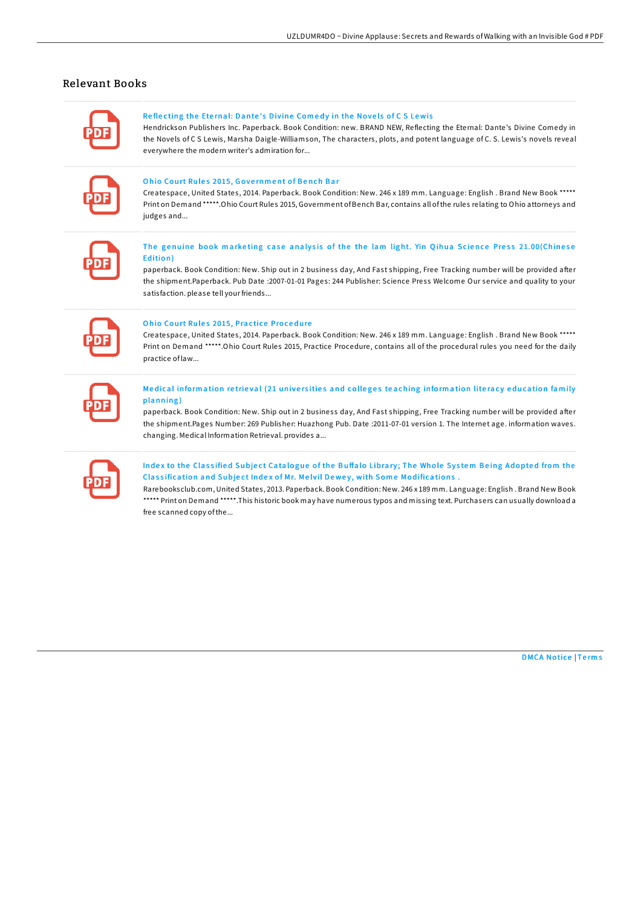## Relevant Books

### Reflecting the Eternal: Dante's Divine Comedy in the Novels of C S Lewis

Hendrickson Publishers Inc. Paperback. Book Condition: new. BRAND NEW, Reflecting the Eternal: Dante's Divine Comedy in the Novels of C S Lewis, Marsha Daigle-Williamson, The characters, plots, and potent language of C. S. Lewis's novels reveal everywhere the modern writer's admiration for...

### Ohio Court Rules 2015, Government of Bench Bar

Createspace, United States, 2014. Paperback. Book Condition: New. 246 x 189 mm. Language: English . Brand New Book ***** Print on Demand *****.Ohio Court Rules 2015, Government of Bench Bar, contains all of the rules relating to Ohio attorneys and judges and...

### The genuine book marketing case analysis of the the lam light. Yin Qihua Science Press 21.00(Chinese Edition)

paperback. Book Condition: New. Ship out in 2 business day, And Fast shipping, Free Tracking number will be provided after the shipment.Paperback. Pub Date :2007-01-01 Pages: 244 Publisher: Science Press Welcome Our service and quality to your satisfaction. please tell your friends...

### Ohio Court Rules 2015, Practice Procedure

Createspace, United States, 2014. Paperback. Book Condition: New. 246 x 189 mm. Language: English . Brand New Book ***** Print on Demand *****.Ohio Court Rules 2015, Practice Procedure, contains all of the procedural rules you need for the daily practice of law...

### Medical information retrieval (21 universities and colleges teaching information literacy education family planning)

paperback. Book Condition: New. Ship out in 2 business day, And Fast shipping, Free Tracking number will be provided after the shipment.Pages Number: 269 Publisher: Huazhong Pub. Date :2011-07-01 version 1. The Internet age. information waves. changing. Medical Information Retrieval. provides a...

### Index to the Classified Subject Catalogue of the Buffalo Library; The Whole System Being Adopted from the Classification and Subject Index of Mr. Melvil Dewey, with Some Modifications .

Rarebooksclub.com, United States, 2013. Paperback. Book Condition: New. 246 x 189 mm. Language: English . Brand New Book ***** Print on Demand *****.This historic book may have numerous typos and missing text. Purchasers can usually download a free scanned copy of the...

DMCA Notice | Terms